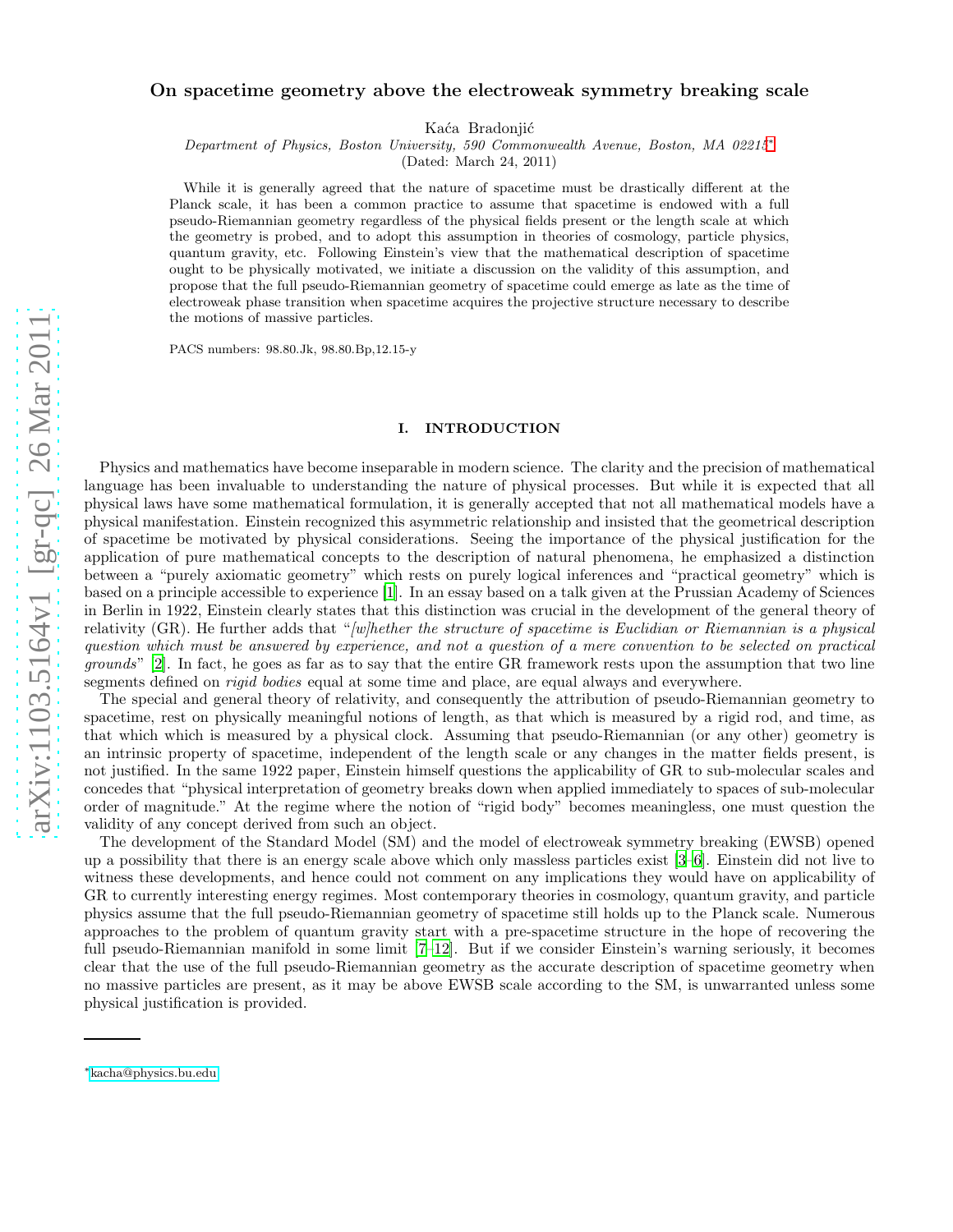# On spacetime geometry above the electroweak symmetry breaking scale

Kaća Bradonjić

*Department of Physics, Boston University, 590 Commonwealth Avenue, Boston, MA 02215*[*]

(Dated: March 24, 2011)

While it is generally agreed that the nature of spacetime must be drastically different at the Planck scale, it has been a common practice to assume that spacetime is endowed with a full pseudo-Riemannian geometry regardless of the physical fields present or the length scale at which the geometry is probed, and to adopt this assumption in theories of cosmology, particle physics, quantum gravity, etc. Following Einstein's view that the mathematical description of spacetime ought to be physically motivated, we initiate a discussion on the validity of this assumption, and propose that the full pseudo-Riemannian geometry of spacetime could emerge as late as the time of electroweak phase transition when spacetime acquires the projective structure necessary to describe the motions of massive particles.

PACS numbers: 98.80.Jk, 98.80.Bp,12.15-y

## I. INTRODUCTION

Physics and mathematics have become inseparable in modern science. The clarity and the precision of mathematical language has been invaluable to understanding the nature of physical processes. But while it is expected that all physical laws have some mathematical formulation, it is generally accepted that not all mathematical models have a physical manifestation. Einstein recognized this asymmetric relationship and insisted that the geometrical description of spacetime be motivated by physical considerations. Seeing the importance of the physical justification for the application of pure mathematical concepts to the description of natural phenomena, he emphasized a distinction between a "purely axiomatic geometry" which rests on purely logical inferences and "practical geometry" which is based on a principle accessible to experience [1]. In an essay based on a talk given at the Prussian Academy of Sciences in Berlin in 1922, Einstein clearly states that this distinction was crucial in the development of the general theory of relativity (GR). He further adds that "*[w]hether the structure of spacetime is Euclidian or Riemannian is a physical question which must be answered by experience, and not a question of a mere convention to be selected on practical grounds*" [2]. In fact, he goes as far as to say that the entire GR framework rests upon the assumption that two line segments defined on *rigid bodies* equal at some time and place, are equal always and everywhere.

The special and general theory of relativity, and consequently the attribution of pseudo-Riemannian geometry to spacetime, rest on physically meaningful notions of length, as that which is measured by a rigid rod, and time, as that which is measured by a physical clock. Assuming that pseudo-Riemannian (or any other) geometry is an intrinsic property of spacetime, independent of the length scale or any changes in the matter fields present, is not justified. In the same 1922 paper, Einstein himself questions the applicability of GR to sub-molecular scales and concedes that "physical interpretation of geometry breaks down when applied immediately to spaces of sub-molecular order of magnitude." At the regime where the notion of "rigid body" becomes meaningless, one must question the validity of any concept derived from such an object.

The development of the Standard Model (SM) and the model of electroweak symmetry breaking (EWSB) opened up a possibility that there is an energy scale above which only massless particles exist [3–6]. Einstein did not live to witness these developments, and hence could not comment on any implications they would have on applicability of GR to currently interesting energy regimes. Most contemporary theories in cosmology, quantum gravity, and particle physics assume that the full pseudo-Riemannian geometry of spacetime still holds up to the Planck scale. Numerous approaches to the problem of quantum gravity start with a pre-spacetime structure in the hope of recovering the full pseudo-Riemannian manifold in some limit [7–12]. But if we consider Einstein's warning seriously, it becomes clear that the use of the full pseudo-Riemannian geometry as the accurate description of spacetime geometry when no massive particles are present, as it may be above EWSB scale according to the SM, is unwarranted unless some physical justification is provided.

---

[*] kacha@physics.bu.edu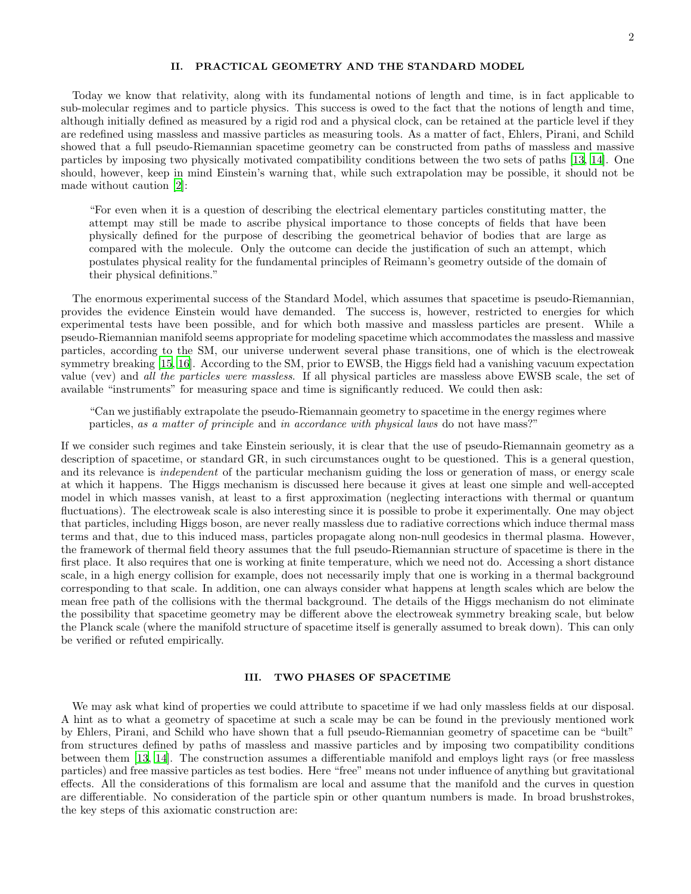## II. PRACTICAL GEOMETRY AND THE STANDARD MODEL

Today we know that relativity, along with its fundamental notions of length and time, is in fact applicable to sub-molecular regimes and to particle physics. This success is owed to the fact that the notions of length and time, although initially defined as measured by a rigid rod and a physical clock, can be retained at the particle level if they are redefined using massless and massive particles as measuring tools. As a matter of fact, Ehlers, Pirani, and Schild showed that a full pseudo-Riemannian spacetime geometry can be constructed from paths of massless and massive particles by imposing two physically motivated compatibility conditions between the two sets of paths [13, 14]. One should, however, keep in mind Einstein's warning that, while such extrapolation may be possible, it should not be made without caution [2]:

> "For even when it is a question of describing the electrical elementary particles constituting matter, the attempt may still be made to ascribe physical importance to those concepts of fields that have been physically defined for the purpose of describing the geometrical behavior of bodies that are large as compared with the molecule. Only the outcome can decide the justification of such an attempt, which postulates physical reality for the fundamental principles of Reimann's geometry outside of the domain of their physical definitions."

The enormous experimental success of the Standard Model, which assumes that spacetime is pseudo-Riemannian, provides the evidence Einstein would have demanded. The success is, however, restricted to energies for which experimental tests have been possible, and for which both massive and massless particles are present. While a pseudo-Riemannian manifold seems appropriate for modeling spacetime which accommodates the massless and massive particles, according to the SM, our universe underwent several phase transitions, one of which is the electroweak symmetry breaking [15, 16]. According to the SM, prior to EWSB, the Higgs field had a vanishing vacuum expectation value (vev) and *all the particles were massless*. If all physical particles are massless above EWSB scale, the set of available "instruments" for measuring space and time is significantly reduced. We could then ask:

> "Can we justifiably extrapolate the pseudo-Riemannain geometry to spacetime in the energy regimes where particles, *as a matter of principle* and *in accordance with physical laws* do not have mass?"

If we consider such regimes and take Einstein seriously, it is clear that the use of pseudo-Riemannain geometry as a description of spacetime, or standard GR, in such circumstances ought to be questioned. This is a general question, and its relevance is *independent* of the particular mechanism guiding the loss or generation of mass, or energy scale at which it happens. The Higgs mechanism is discussed here because it gives at least one simple and well-accepted model in which masses vanish, at least to a first approximation (neglecting interactions with thermal or quantum fluctuations). The electroweak scale is also interesting since it is possible to probe it experimentally. One may object that particles, including Higgs boson, are never really massless due to radiative corrections which induce thermal mass terms and that, due to this induced mass, particles propagate along non-null geodesics in thermal plasma. However, the framework of thermal field theory assumes that the full pseudo-Riemannian structure of spacetime is there in the first place. It also requires that one is working at finite temperature, which we need not do. Accessing a short distance scale, in a high energy collision for example, does not necessarily imply that one is working in a thermal background corresponding to that scale. In addition, one can always consider what happens at length scales which are below the mean free path of the collisions with the thermal background. The details of the Higgs mechanism do not eliminate the possibility that spacetime geometry may be different above the electroweak symmetry breaking scale, but below the Planck scale (where the manifold structure of spacetime itself is generally assumed to break down). This can only be verified or refuted empirically.

## III. TWO PHASES OF SPACETIME

We may ask what kind of properties we could attribute to spacetime if we had only massless fields at our disposal. A hint as to what a geometry of spacetime at such a scale may be can be found in the previously mentioned work by Ehlers, Pirani, and Schild who have shown that a full pseudo-Riemannian geometry of spacetime can be "built" from structures defined by paths of massless and massive particles and by imposing two compatibility conditions between them [13, 14]. The construction assumes a differentiable manifold and employs light rays (or free massless particles) and free massive particles as test bodies. Here "free" means not under influence of anything but gravitational effects. All the considerations of this formalism are local and assume that the manifold and the curves in question are differentiable. No consideration of the particle spin or other quantum numbers is made. In broad brushstrokes, the key steps of this axiomatic construction are: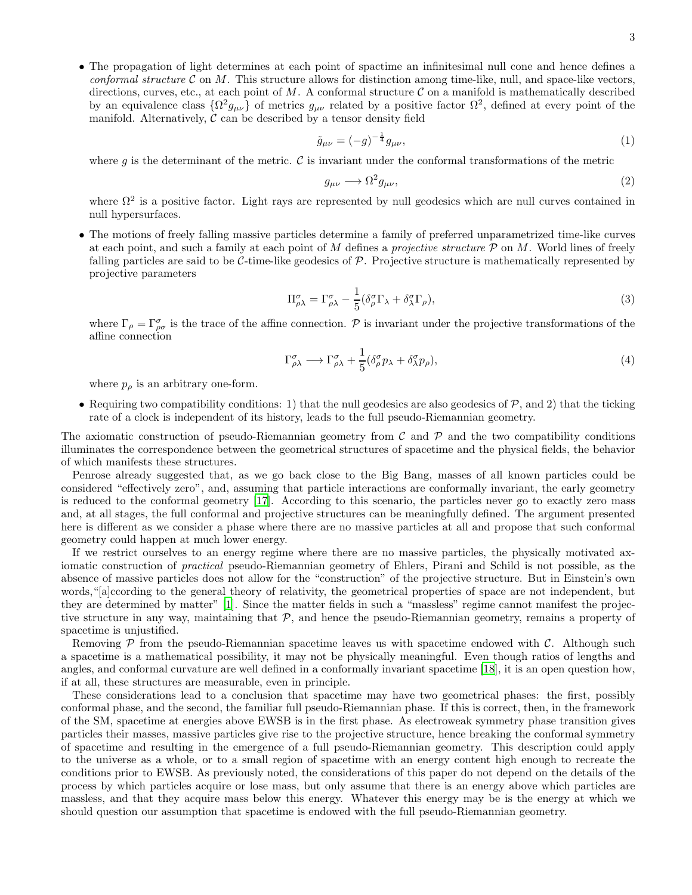- The propagation of light determines at each point of spactime an infinitesimal null cone and hence defines a *conformal structure* $\mathcal{C}$ on $M$. This structure allows for distinction among time-like, null, and space-like vectors, directions, curves, etc., at each point of $M$. A conformal structure $\mathcal{C}$ on a manifold is mathematically described by an equivalence class $\{\Omega^2 g_{\mu\nu}\}$ of metrics $g_{\mu\nu}$ related by a positive factor $\Omega^2$, defined at every point of the manifold. Alternatively, $\mathcal{C}$ can be described by a tensor density field

$$\tilde{g}_{\mu\nu} = (-g)^{-\frac{1}{4}} g_{\mu\nu}, \tag{1}$$

where $g$ is the determinant of the metric. $\mathcal{C}$ is invariant under the conformal transformations of the metric

$$g_{\mu\nu} \longrightarrow \Omega^2 g_{\mu\nu}, \tag{2}$$

where $\Omega^2$ is a positive factor. Light rays are represented by null geodesics which are null curves contained in null hypersurfaces.

- The motions of freely falling massive particles determine a family of preferred unparametrized time-like curves at each point, and such a family at each point of $M$ defines a *projective structure* $\mathcal{P}$ on $M$. World lines of freely falling particles are said to be $\mathcal{C}$-time-like geodesics of $\mathcal{P}$. Projective structure is mathematically represented by projective parameters

$$\Pi^\sigma_{\rho\lambda} = \Gamma^\sigma_{\rho\lambda} - \frac{1}{5}(\delta^\sigma_\rho \Gamma_\lambda + \delta^\sigma_\lambda \Gamma_\rho), \tag{3}$$

where $\Gamma_\rho = \Gamma^\sigma_{\rho\sigma}$ is the trace of the affine connection. $\mathcal{P}$ is invariant under the projective transformations of the affine connection

$$\Gamma^\sigma_{\rho\lambda} \longrightarrow \Gamma^\sigma_{\rho\lambda} + \frac{1}{5}(\delta^\sigma_\rho p_\lambda + \delta^\sigma_\lambda p_\rho), \tag{4}$$

where $p_\rho$ is an arbitrary one-form.

- Requiring two compatibility conditions: 1) that the null geodesics are also geodesics of $\mathcal{P}$, and 2) that the ticking rate of a clock is independent of its history, leads to the full pseudo-Riemannian geometry.

The axiomatic construction of pseudo-Riemannian geometry from $\mathcal{C}$ and $\mathcal{P}$ and the two compatibility conditions illuminates the correspondence between the geometrical structures of spacetime and the physical fields, the behavior of which manifests these structures.

Penrose already suggested that, as we go back close to the Big Bang, masses of all known particles could be considered "effectively zero", and, assuming that particle interactions are conformally invariant, the early geometry is reduced to the conformal geometry [17]. According to this scenario, the particles never go to exactly zero mass and, at all stages, the full conformal and projective structures can be meaningfully defined. The argument presented here is different as we consider a phase where there are no massive particles at all and propose that such conformal geometry could happen at much lower energy.

If we restrict ourselves to an energy regime where there are no massive particles, the physically motivated axiomatic construction of *practical* pseudo-Riemannian geometry of Ehlers, Pirani and Schild is not possible, as the absence of massive particles does not allow for the "construction" of the projective structure. But in Einstein's own words,"[a]ccording to the general theory of relativity, the geometrical properties of space are not independent, but they are determined by matter" [1]. Since the matter fields in such a "massless" regime cannot manifest the projective structure in any way, maintaining that $\mathcal{P}$, and hence the pseudo-Riemannian geometry, remains a property of spacetime is unjustified.

Removing $\mathcal{P}$ from the pseudo-Riemannian spacetime leaves us with spacetime endowed with $\mathcal{C}$. Although such a spacetime is a mathematical possibility, it may not be physically meaningful. Even though ratios of lengths and angles, and conformal curvature are well defined in a conformally invariant spacetime [18], it is an open question how, if at all, these structures are measurable, even in principle.

These considerations lead to a conclusion that spacetime may have two geometrical phases: the first, possibly conformal phase, and the second, the familiar full pseudo-Riemannian phase. If this is correct, then, in the framework of the SM, spacetime at energies above EWSB is in the first phase. As electroweak symmetry phase transition gives particles their masses, massive particles give rise to the projective structure, hence breaking the conformal symmetry of spacetime and resulting in the emergence of a full pseudo-Riemannian geometry. This description could apply to the universe as a whole, or to a small region of spacetime with an energy content high enough to recreate the conditions prior to EWSB. As previously noted, the considerations of this paper do not depend on the details of the process by which particles acquire or lose mass, but only assume that there is an energy above which particles are massless, and that they acquire mass below this energy. Whatever this energy may be is the energy at which we should question our assumption that spacetime is endowed with the full pseudo-Riemannian geometry.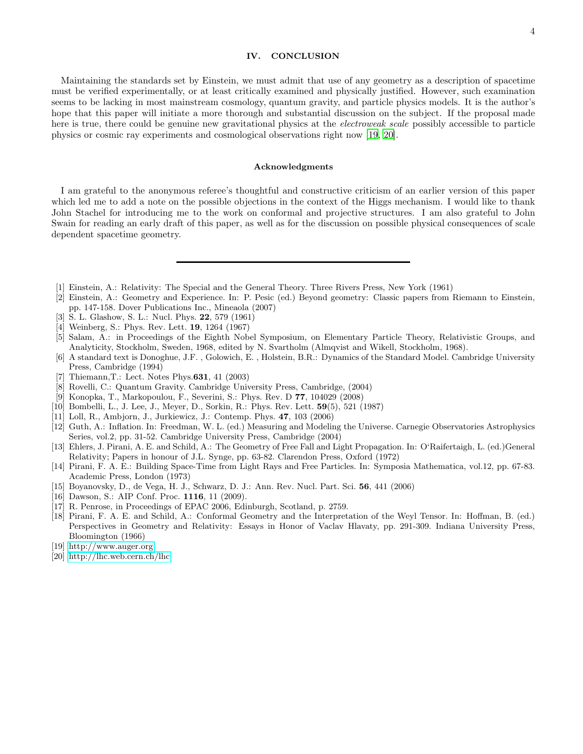## IV. CONCLUSION

Maintaining the standards set by Einstein, we must admit that use of any geometry as a description of spacetime must be verified experimentally, or at least critically examined and physically justified. However, such examination seems to be lacking in most mainstream cosmology, quantum gravity, and particle physics models. It is the author's hope that this paper will initiate a more thorough and substantial discussion on the subject. If the proposal made here is true, there could be genuine new gravitational physics at the *electroweak scale* possibly accessible to particle physics or cosmic ray experiments and cosmological observations right now [19, 20].

### Acknowledgments

I am grateful to the anonymous referee's thoughtful and constructive criticism of an earlier version of this paper which led me to add a note on the possible objections in the context of the Higgs mechanism. I would like to thank John Stachel for introducing me to the work on conformal and projective structures. I am also grateful to John Swain for reading an early draft of this paper, as well as for the discussion on possible physical consequences of scale dependent spacetime geometry.

---

[1] Einstein, A.: Relativity: The Special and the General Theory. Three Rivers Press, New York (1961)

[2] Einstein, A.: Geometry and Experience. In: P. Pesic (ed.) Beyond geometry: Classic papers from Riemann to Einstein, pp. 147-158. Dover Publications Inc., Mineaola (2007)

[3] S. L. Glashow, S. L.: Nucl. Phys. **22**, 579 (1961)

[4] Weinberg, S.: Phys. Rev. Lett. **19**, 1264 (1967)

[5] Salam, A.: in Proceedings of the Eighth Nobel Symposium, on Elementary Particle Theory, Relativistic Groups, and Analyticity, Stockholm, Sweden, 1968, edited by N. Svartholm (Almqvist and Wikell, Stockholm, 1968).

[6] A standard text is Donoghue, J.F. , Golowich, E. , Holstein, B.R.: Dynamics of the Standard Model. Cambridge University Press, Cambridge (1994)

[7] Thiemann,T.: Lect. Notes Phys.**631**, 41 (2003)

[8] Rovelli, C.: Quantum Gravity. Cambridge University Press, Cambridge, (2004)

[9] Konopka, T., Markopoulou, F., Severini, S.: Phys. Rev. D **77**, 104029 (2008)

[10] Bombelli, L., J. Lee, J., Meyer, D., Sorkin, R.: Phys. Rev. Lett. **59**(5), 521 (1987)

[11] Loll, R., Ambjorn, J., Jurkiewicz, J.: Contemp. Phys. **47**, 103 (2006)

[12] Guth, A.: Inflation. In: Freedman, W. L. (ed.) Measuring and Modeling the Universe. Carnegie Observatories Astrophysics Series, vol.2, pp. 31-52. Cambridge University Press, Cambridge (2004)

[13] Ehlers, J. Pirani, A. E. and Schild, A.: The Geometry of Free Fall and Light Propagation. In: O'Raifertaigh, L. (ed.)General Relativity; Papers in honour of J.L. Synge, pp. 63-82. Clarendon Press, Oxford (1972)

[14] Pirani, F. A. E.: Building Space-Time from Light Rays and Free Particles. In: Symposia Mathematica, vol.12, pp. 67-83. Academic Press, London (1973)

[15] Boyanovsky, D., de Vega, H. J., Schwarz, D. J.: Ann. Rev. Nucl. Part. Sci. **56**, 441 (2006)

[16] Dawson, S.: AIP Conf. Proc. **1116**, 11 (2009).

[17] R. Penrose, in Proceedings of EPAC 2006, Edinburgh, Scotland, p. 2759.

[18] Pirani, F. A. E. and Schild, A.: Conformal Geometry and the Interpretation of the Weyl Tensor. In: Hoffman, B. (ed.) Perspectives in Geometry and Relativity: Essays in Honor of Vaclav Hlavaty, pp. 291-309. Indiana University Press, Bloomington (1966)

[19] http://www.auger.org

[20] http://lhc.web.cern.ch/lhc